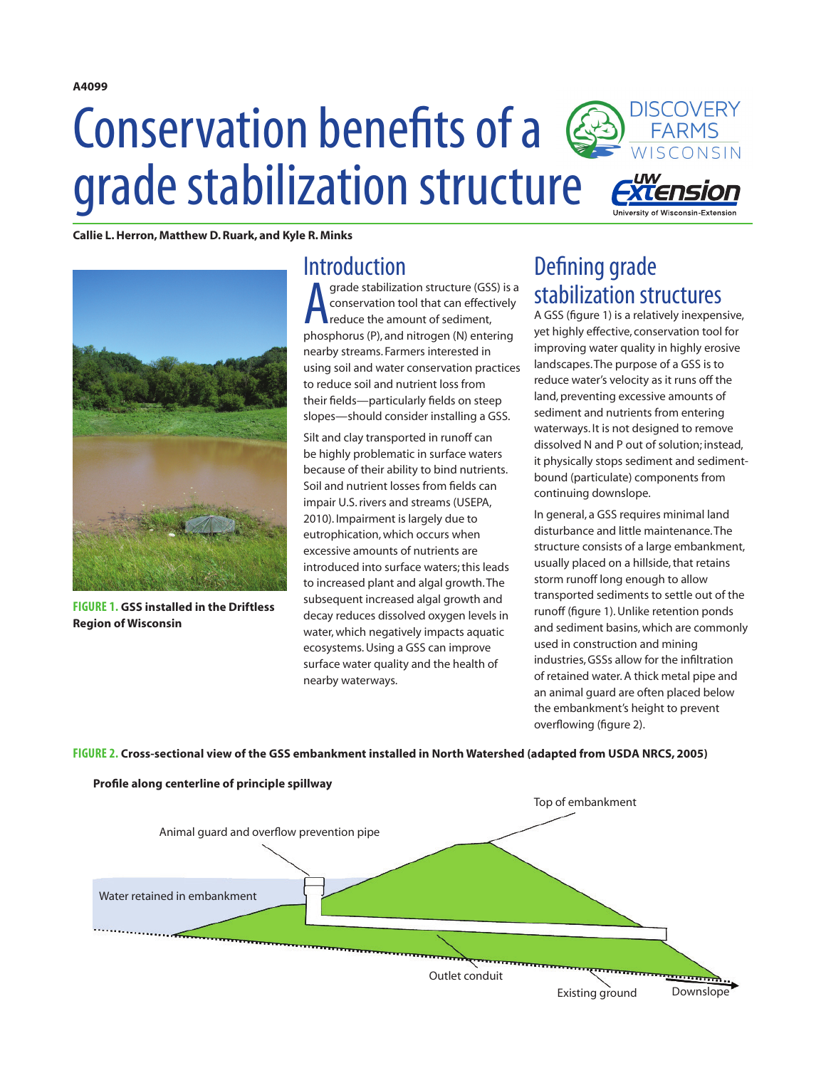A4099

# Conservation benefits of a grade stabilization structure

**Callie L. Herron, Matthew D. Ruark, and Kyle R. Minks**

**FIGURE 1. GSS installed in the Driftless Region of Wisconsin**

## Introduction

A grade stabilization structure (GSS) is a conservation tool that can effectively reduce the amount of sediment, phosphorus (P), and nitrogen (N) entering nearby streams. Farmers interested in using soil and water conservation practices to reduce soil and nutrient loss from their fields—particularly fields on steep slopes—should consider installing a GSS.

Silt and clay transported in runoff can be highly problematic in surface waters because of their ability to bind nutrients. Soil and nutrient losses from fields can impair U.S. rivers and streams (USEPA, 2010). Impairment is largely due to eutrophication, which occurs when excessive amounts of nutrients are introduced into surface waters; this leads to increased plant and algal growth. The subsequent increased algal growth and decay reduces dissolved oxygen levels in water, which negatively impacts aquatic ecosystems. Using a GSS can improve surface water quality and the health of nearby waterways.

## Defining grade stabilization structures

A GSS (figure 1) is a relatively inexpensive, yet highly effective, conservation tool for improving water quality in highly erosive landscapes. The purpose of a GSS is to reduce water's velocity as it runs off the land, preventing excessive amounts of sediment and nutrients from entering waterways. It is not designed to remove dissolved N and P out of solution; instead, it physically stops sediment and sediment-bound (particulate) components from continuing downslope.

In general, a GSS requires minimal land disturbance and little maintenance. The structure consists of a large embankment, usually placed on a hillside, that retains storm runoff long enough to allow transported sediments to settle out of the runoff (figure 1). Unlike retention ponds and sediment basins, which are commonly used in construction and mining industries, GSSs allow for the infiltration of retained water. A thick metal pipe and an animal guard are often placed below the embankment's height to prevent overflowing (figure 2).

**FIGURE 2. Cross-sectional view of the GSS embankment installed in North Watershed (adapted from USDA NRCS, 2005)**

Profile along centerline of principle spillway

Top of embankment

Animal guard and overflow prevention pipe

Water retained in embankment

Outlet conduit

Existing ground

Downslope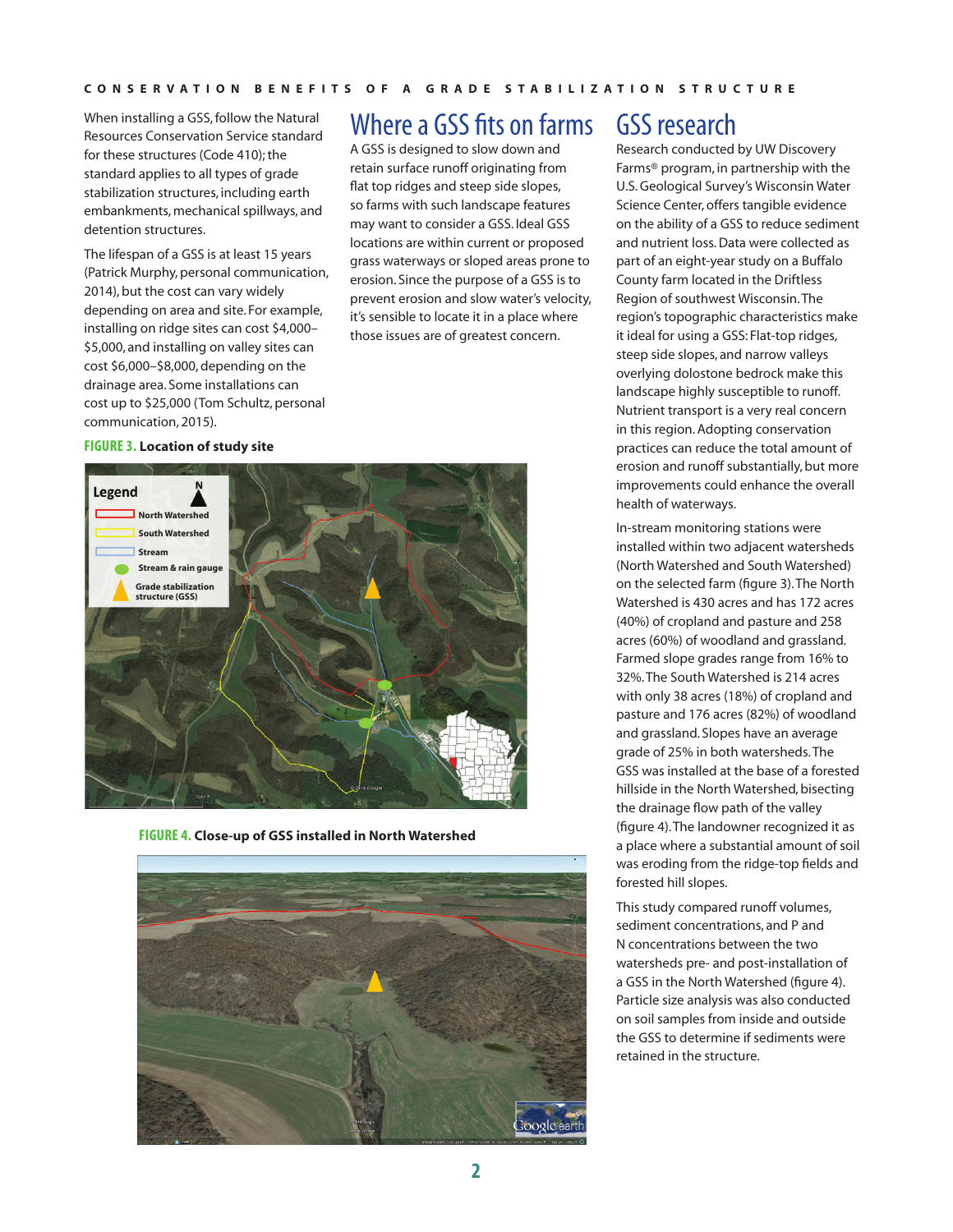When installing a GSS, follow the Natural Resources Conservation Service standard for these structures (Code 410); the standard applies to all types of grade stabilization structures, including earth embankments, mechanical spillways, and detention structures.

The lifespan of a GSS is at least 15 years (Patrick Murphy, personal communication, 2014), but the cost can vary widely depending on area and site. For example, installing on ridge sites can cost $4,000–$5,000, and installing on valley sites can cost $6,000–$8,000, depending on the drainage area. Some installations can cost up to $25,000 (Tom Schultz, personal communication, 2015).

**FIGURE 3. Location of study site**

**FIGURE 4. Close-up of GSS installed in North Watershed**

## Where a GSS fits on farms

A GSS is designed to slow down and retain surface runoff originating from flat top ridges and steep side slopes, so farms with such landscape features may want to consider a GSS. Ideal GSS locations are within current or proposed grass waterways or sloped areas prone to erosion. Since the purpose of a GSS is to prevent erosion and slow water's velocity, it's sensible to locate it in a place where those issues are of greatest concern.

## GSS research

Research conducted by UW Discovery Farms® program, in partnership with the U.S. Geological Survey's Wisconsin Water Science Center, offers tangible evidence on the ability of a GSS to reduce sediment and nutrient loss. Data were collected as part of an eight-year study on a Buffalo County farm located in the Driftless Region of southwest Wisconsin. The region's topographic characteristics make it ideal for using a GSS: Flat-top ridges, steep side slopes, and narrow valleys overlying dolostone bedrock make this landscape highly susceptible to runoff. Nutrient transport is a very real concern in this region. Adopting conservation practices can reduce the total amount of erosion and runoff substantially, but more improvements could enhance the overall health of waterways.

In-stream monitoring stations were installed within two adjacent watersheds (North Watershed and South Watershed) on the selected farm (figure 3). The North Watershed is 430 acres and has 172 acres (40%) of cropland and pasture and 258 acres (60%) of woodland and grassland. Farmed slope grades range from 16% to 32%. The South Watershed is 214 acres with only 38 acres (18%) of cropland and pasture and 176 acres (82%) of woodland and grassland. Slopes have an average grade of 25% in both watersheds. The GSS was installed at the base of a forested hillside in the North Watershed, bisecting the drainage flow path of the valley (figure 4). The landowner recognized it as a place where a substantial amount of soil was eroding from the ridge-top fields and forested hill slopes.

This study compared runoff volumes, sediment concentrations, and P and N concentrations between the two watersheds pre- and post-installation of a GSS in the North Watershed (figure 4). Particle size analysis was also conducted on soil samples from inside and outside the GSS to determine if sediments were retained in the structure.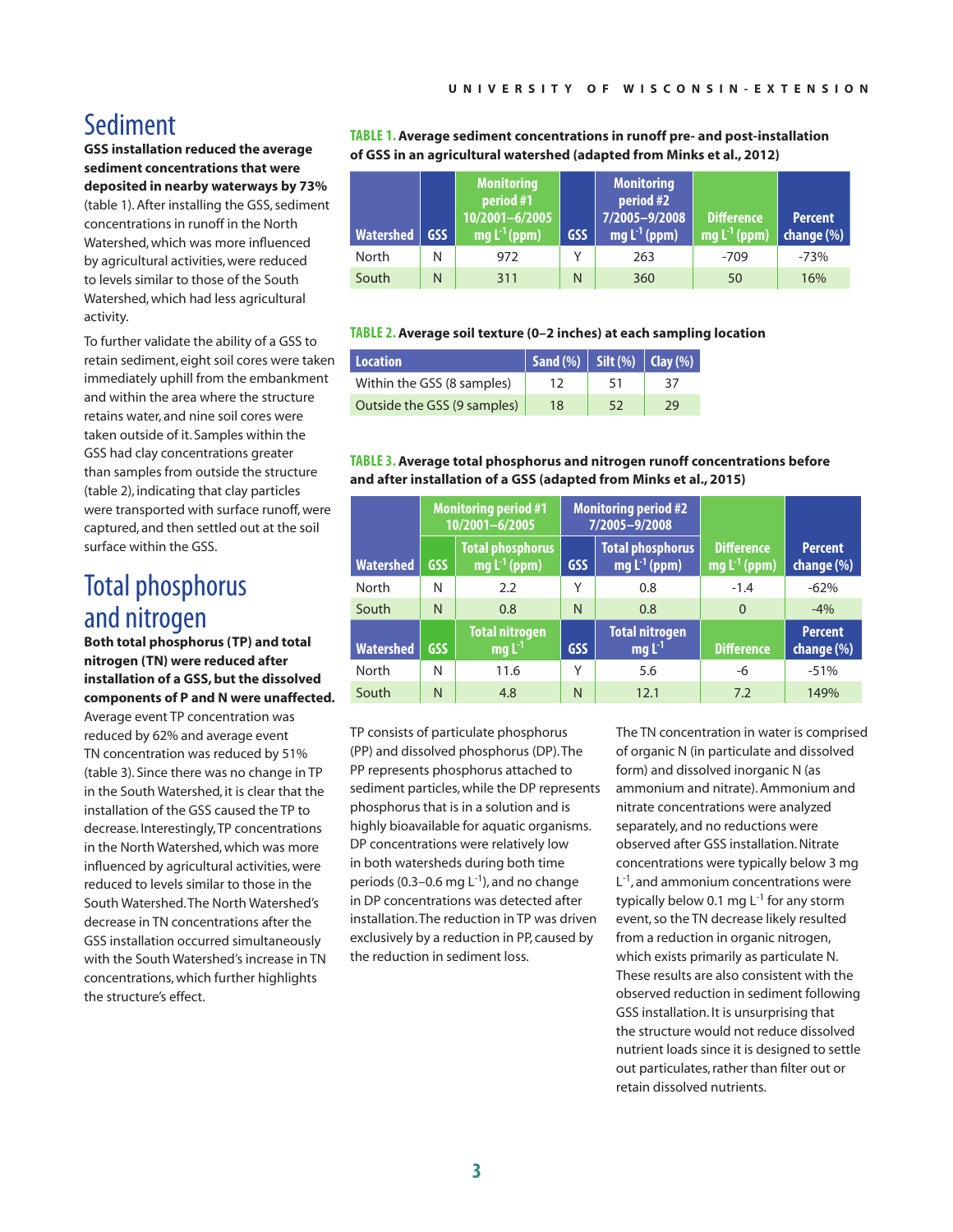## Sediment

**GSS installation reduced the average sediment concentrations that were deposited in nearby waterways by 73%** (table 1). After installing the GSS, sediment concentrations in runoff in the North Watershed, which was more influenced by agricultural activities, were reduced to levels similar to those of the South Watershed, which had less agricultural activity.

To further validate the ability of a GSS to retain sediment, eight soil cores were taken immediately uphill from the embankment and within the area where the structure retains water, and nine soil cores were taken outside of it. Samples within the GSS had clay concentrations greater than samples from outside the structure (table 2), indicating that clay particles were transported with surface runoff, were captured, and then settled out at the soil surface within the GSS.

**TABLE 1. Average sediment concentrations in runoff pre- and post-installation of GSS in an agricultural watershed (adapted from Minks et al., 2012)**

| Watershed | GSS | Monitoring period #1 10/2001–6/2005 mg $L^{-1}$ (ppm) | GSS | Monitoring period #2 7/2005–9/2008 mg $L^{-1}$ (ppm) | Difference mg $L^{-1}$ (ppm) | Percent change (%) |
|---|---|---|---|---|---|---|
| North | N | 972 | Y | 263 | -709 | -73% |
| South | N | 311 | N | 360 | 50 | 16% |

**TABLE 2. Average soil texture (0–2 inches) at each sampling location**

| Location | Sand (%) | Silt (%) | Clay (%) |
|---|---|---|---|
| Within the GSS (8 samples) | 12 | 51 | 37 |
| Outside the GSS (9 samples) | 18 | 52 | 29 |

## Total phosphorus and nitrogen

**Both total phosphorus (TP) and total nitrogen (TN) were reduced after installation of a GSS, but the dissolved components of P and N were unaffected.** Average event TP concentration was reduced by 62% and average event TN concentration was reduced by 51% (table 3). Since there was no change in TP in the South Watershed, it is clear that the installation of the GSS caused the TP to decrease. Interestingly, TP concentrations in the North Watershed, which was more influenced by agricultural activities, were reduced to levels similar to those in the South Watershed. The North Watershed's decrease in TN concentrations after the GSS installation occurred simultaneously with the South Watershed's increase in TN concentrations, which further highlights the structure's effect.

**TABLE 3. Average total phosphorus and nitrogen runoff concentrations before and after installation of a GSS (adapted from Minks et al., 2015)**

| | | Monitoring period #1 10/2001–6/2005 | | Monitoring period #2 7/2005–9/2008 | | |
|---|---|---|---|---|---|---|
| Watershed | GSS | Total phosphorus mg $L^{-1}$ (ppm) | GSS | Total phosphorus mg $L^{-1}$ (ppm) | Difference mg $L^{-1}$ (ppm) | Percent change (%) |
| North | N | 2.2 | Y | 0.8 | -1.4 | -62% |
| South | N | 0.8 | N | 0.8 | 0 | -4% |
| Watershed | GSS | Total nitrogen mg $L^{-1}$ | GSS | Total nitrogen mg $L^{-1}$ | Difference | Percent change (%) |
| North | N | 11.6 | Y | 5.6 | -6 | -51% |
| South | N | 4.8 | N | 12.1 | 7.2 | 149% |

TP consists of particulate phosphorus (PP) and dissolved phosphorus (DP). The PP represents phosphorus attached to sediment particles, while the DP represents phosphorus that is in a solution and is highly bioavailable for aquatic organisms. DP concentrations were relatively low in both watersheds during both time periods (0.3–0.6 mg $L^{-1}$), and no change in DP concentrations was detected after installation. The reduction in TP was driven exclusively by a reduction in PP, caused by the reduction in sediment loss.

The TN concentration in water is comprised of organic N (in particulate and dissolved form) and dissolved inorganic N (as ammonium and nitrate). Ammonium and nitrate concentrations were analyzed separately, and no reductions were observed after GSS installation. Nitrate concentrations were typically below 3 mg $L^{-1}$, and ammonium concentrations were typically below 0.1 mg $L^{-1}$ for any storm event, so the TN decrease likely resulted from a reduction in organic nitrogen, which exists primarily as particulate N. These results are also consistent with the observed reduction in sediment following GSS installation. It is unsurprising that the structure would not reduce dissolved nutrient loads since it is designed to settle out particulates, rather than filter out or retain dissolved nutrients.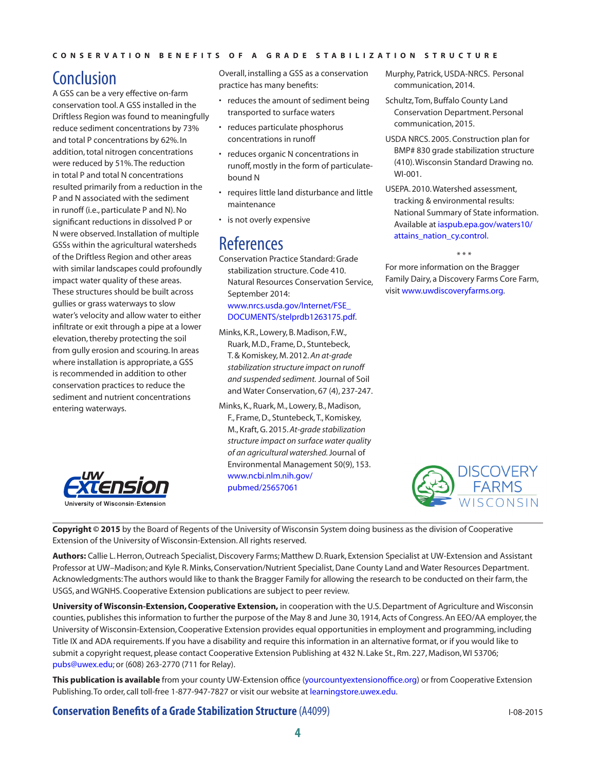## Conclusion

A GSS can be a very effective on-farm conservation tool. A GSS installed in the Driftless Region was found to meaningfully reduce sediment concentrations by 73% and total P concentrations by 62%. In addition, total nitrogen concentrations were reduced by 51%. The reduction in total P and total N concentrations resulted primarily from a reduction in the P and N associated with the sediment in runoff (i.e., particulate P and N). No significant reductions in dissolved P or N were observed. Installation of multiple GSSs within the agricultural watersheds of the Driftless Region and other areas with similar landscapes could profoundly impact water quality of these areas. These structures should be built across gullies or grass waterways to slow water's velocity and allow water to either infiltrate or exit through a pipe at a lower elevation, thereby protecting the soil from gully erosion and scouring. In areas where installation is appropriate, a GSS is recommended in addition to other conservation practices to reduce the sediment and nutrient concentrations entering waterways.

Overall, installing a GSS as a conservation practice has many benefits:

- reduces the amount of sediment being transported to surface waters
- reduces particulate phosphorus concentrations in runoff
- reduces organic N concentrations in runoff, mostly in the form of particulate-bound N
- requires little land disturbance and little maintenance
- is not overly expensive

## References

Conservation Practice Standard: Grade stabilization structure. Code 410. Natural Resources Conservation Service, September 2014: www.nrcs.usda.gov/Internet/FSE_DOCUMENTS/stelprdb1263175.pdf.

Minks, K.R., Lowery, B. Madison, F.W., Ruark, M.D., Frame, D., Stuntebeck, T. & Komiskey, M. 2012. *An at-grade stabilization structure impact on runoff and suspended sediment.* Journal of Soil and Water Conservation, 67 (4), 237-247.

Minks, K., Ruark, M., Lowery, B., Madison, F., Frame, D., Stuntebeck, T., Komiskey, M., Kraft, G. 2015. *At-grade stabilization structure impact on surface water quality of an agricultural watershed.* Journal of Environmental Management 50(9), 153. www.ncbi.nlm.nih.gov/pubmed/25657061

Murphy, Patrick, USDA-NRCS. Personal communication, 2014.

Schultz, Tom, Buffalo County Land Conservation Department. Personal communication, 2015.

USDA NRCS. 2005. Construction plan for BMP# 830 grade stabilization structure (410). Wisconsin Standard Drawing no. WI-001.

USEPA. 2010. Watershed assessment, tracking & environmental results: National Summary of State information. Available at iaspub.epa.gov/waters10/attains_nation_cy.control.

\* \* \*

For more information on the Bragger Family Dairy, a Discovery Farms Core Farm, visit www.uwdiscoveryfarms.org.

**Copyright © 2015** by the Board of Regents of the University of Wisconsin System doing business as the division of Cooperative Extension of the University of Wisconsin-Extension. All rights reserved.

**Authors:** Callie L. Herron, Outreach Specialist, Discovery Farms; Matthew D. Ruark, Extension Specialist at UW-Extension and Assistant Professor at UW–Madison; and Kyle R. Minks, Conservation/Nutrient Specialist, Dane County Land and Water Resources Department. Acknowledgments: The authors would like to thank the Bragger Family for allowing the research to be conducted on their farm, the USGS, and WGNHS. Cooperative Extension publications are subject to peer review.

**University of Wisconsin-Extension, Cooperative Extension,** in cooperation with the U.S. Department of Agriculture and Wisconsin counties, publishes this information to further the purpose of the May 8 and June 30, 1914, Acts of Congress. An EEO/AA employer, the University of Wisconsin-Extension, Cooperative Extension provides equal opportunities in employment and programming, including Title IX and ADA requirements. If you have a disability and require this information in an alternative format, or if you would like to submit a copyright request, please contact Cooperative Extension Publishing at 432 N. Lake St., Rm. 227, Madison, WI 53706; pubs@uwex.edu; or (608) 263-2770 (711 for Relay).

**This publication is available** from your county UW-Extension office (yourcountyextensionoffice.org) or from Cooperative Extension Publishing. To order, call toll-free 1-877-947-7827 or visit our website at learningstore.uwex.edu.

**Conservation Benefits of a Grade Stabilization Structure** (A4099) I-08-2015